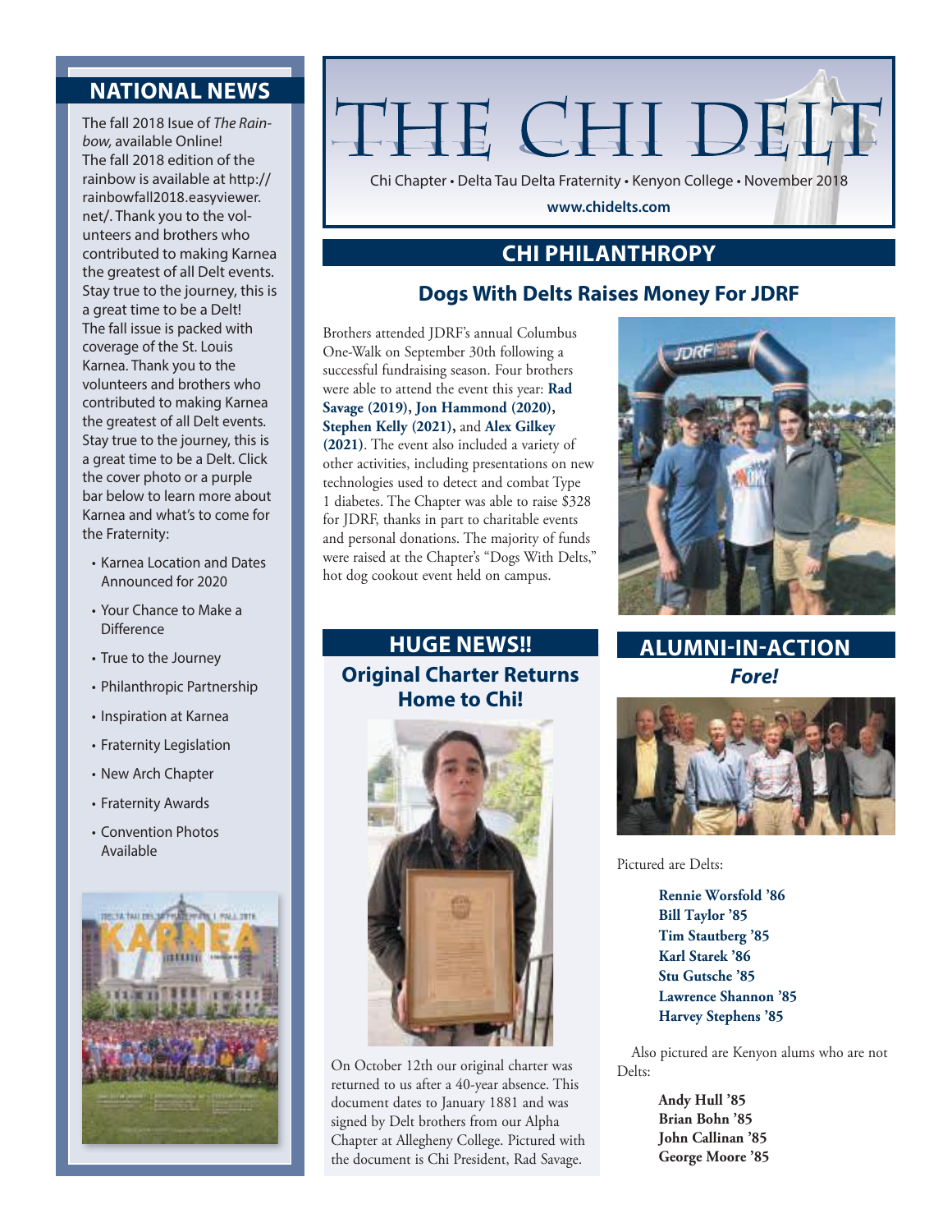# THE CHI DELT

Chi Chapter • Delta Tau Delta Fraternity • Kenyon College • November 2018

**www.chidelts.com**

## CHI PHILANTHROPY

### Dogs With Delts Raises Money For JDRF

Brothers attended JDRF's annual Columbus One-Walk on September 30th following a successful fundraising season. Four brothers were able to attend the event this year: **Rad Savage (2019), Jon Hammond (2020), Stephen Kelly (2021),** and **Alex Gilkey (2021)**. The event also included a variety of other activities, including presentations on new technologies used to detect and combat Type 1 diabetes. The Chapter was able to raise $328 for JDRF, thanks in part to charitable events and personal donations. The majority of funds were raised at the Chapter's "Dogs With Delts," hot dog cookout event held on campus.

## HUGE NEWS!!

### Original Charter Returns Home to Chi!

On October 12th our original charter was returned to us after a 40-year absence. This document dates to January 1881 and was signed by Delt brothers from our Alpha Chapter at Allegheny College. Pictured with the document is Chi President, Rad Savage.

## ALUMNI-IN-ACTION

### *Fore!*

Pictured are Delts:

**Rennie Worsfold '86**
**Bill Taylor '85**
**Tim Stautberg '85**
**Karl Starek '86**
**Stu Gutsche '85**
**Lawrence Shannon '85**
**Harvey Stephens '85**

Also pictured are Kenyon alums who are not Delts:

**Andy Hull '85**
**Brian Bohn '85**
**John Callinan '85**
**George Moore '85**

## NATIONAL NEWS

The fall 2018 Issue of *The Rainbow,* available Online!
The fall 2018 edition of the rainbow is available at http://rainbowfall2018.easyviewer.net/. Thank you to the volunteers and brothers who contributed to making Karnea the greatest of all Delt events. Stay true to the journey, this is a great time to be a Delt!
The fall issue is packed with coverage of the St. Louis Karnea. Thank you to the volunteers and brothers who contributed to making Karnea the greatest of all Delt events. Stay true to the journey, this is a great time to be a Delt. Click the cover photo or a purple bar below to learn more about Karnea and what's to come for the Fraternity:

- Karnea Location and Dates Announced for 2020
- Your Chance to Make a Difference
- True to the Journey
- Philanthropic Partnership
- Inspiration at Karnea
- Fraternity Legislation
- New Arch Chapter
- Fraternity Awards
- Convention Photos Available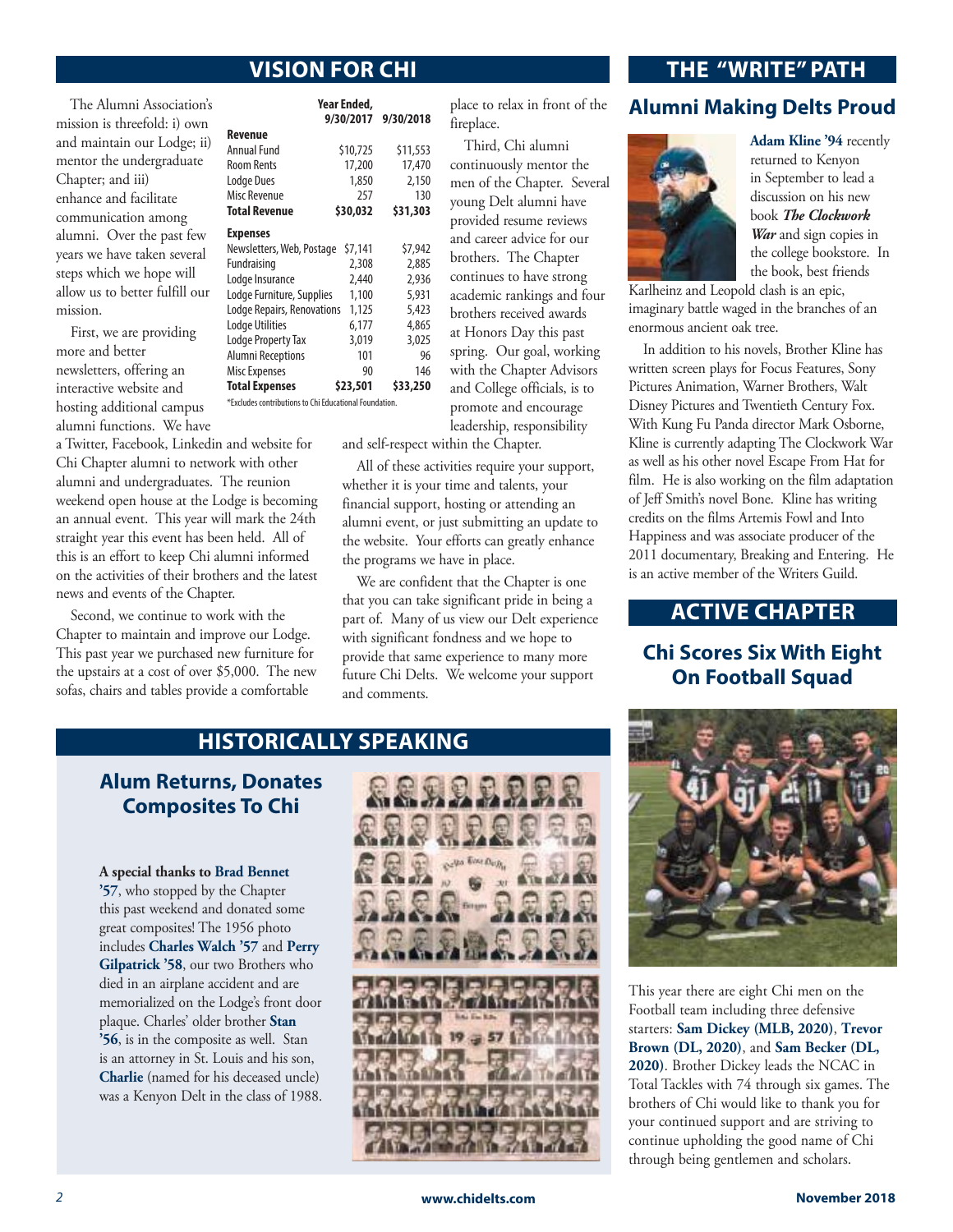## VISION FOR CHI

The Alumni Association's mission is threefold: i) own and maintain our Lodge; ii) mentor the undergraduate Chapter; and iii) enhance and facilitate communication among alumni. Over the past few years we have taken several steps which we hope will allow us to better fulfill our mission.

| | Year Ended, 9/30/2017 | 9/30/2018 |
|---|---|---|
| **Revenue** | | |
| Annual Fund | $10,725 | $11,553 |
| Room Rents | 17,200 | 17,470 |
| Lodge Dues | 1,850 | 2,150 |
| Misc Revenue | 257 | 130 |
| **Total Revenue** | **$30,032** | **$31,303** |
| **Expenses** | | |
| Newsletters, Web, Postage | $7,141 | $7,942 |
| Fundraising | 2,308 | 2,885 |
| Lodge Insurance | 2,440 | 2,936 |
| Lodge Furniture, Supplies | 1,100 | 5,931 |
| Lodge Repairs, Renovations | 1,125 | 5,423 |
| Lodge Utilities | 6,177 | 4,865 |
| Lodge Property Tax | 3,019 | 3,025 |
| Alumni Receptions | 101 | 96 |
| Misc Expenses | 90 | 146 |
| **Total Expenses** | **$23,501** | **$33,250** |

*Excludes contributions to Chi Educational Foundation.

First, we are providing more and better newsletters, offering an interactive website and hosting additional campus alumni functions. We have a Twitter, Facebook, Linkedin and website for Chi Chapter alumni to network with other alumni and undergraduates. The reunion weekend open house at the Lodge is becoming an annual event. This year will mark the 24th straight year this event has been held. All of this is an effort to keep Chi alumni informed on the activities of their brothers and the latest news and events of the Chapter.

Second, we continue to work with the Chapter to maintain and improve our Lodge. This past year we purchased new furniture for the upstairs at a cost of over $5,000. The new sofas, chairs and tables provide a comfortable place to relax in front of the fireplace.

Third, Chi alumni continuously mentor the men of the Chapter. Several young Delt alumni have provided resume reviews and career advice for our brothers. The Chapter continues to have strong academic rankings and four brothers received awards at Honors Day this past spring. Our goal, working with the Chapter Advisors and College officials, is to promote and encourage leadership, responsibility and self-respect within the Chapter.

All of these activities require your support, whether it is your time and talents, your financial support, hosting or attending an alumni event, or just submitting an update to the website. Your efforts can greatly enhance the programs we have in place.

We are confident that the Chapter is one that you can take significant pride in being a part of. Many of us view our Delt experience with significant fondness and we hope to provide that same experience to many more future Chi Delts. We welcome your support and comments.

## THE "WRITE" PATH

### Alumni Making Delts Proud

**Adam Kline '94** recently returned to Kenyon in September to lead a discussion on his new book ***The Clockwork War*** and sign copies in the college bookstore. In the book, best friends Karlheinz and Leopold clash is an epic, imaginary battle waged in the branches of an enormous ancient oak tree.

In addition to his novels, Brother Kline has written screen plays for Focus Features, Sony Pictures Animation, Warner Brothers, Walt Disney Pictures and Twentieth Century Fox. With Kung Fu Panda director Mark Osborne, Kline is currently adapting The Clockwork War as well as his other novel Escape From Hat for film. He is also working on the film adaptation of Jeff Smith's novel Bone. Kline has writing credits on the films Artemis Fowl and Into Happiness and was associate producer of the 2011 documentary, Breaking and Entering. He is an active member of the Writers Guild.

## HISTORICALLY SPEAKING

### Alum Returns, Donates Composites To Chi

**A special thanks to Brad Bennet '57**, who stopped by the Chapter this past weekend and donated some great composites! The 1956 photo includes **Charles Walch '57** and **Perry Gilpatrick '58**, our two Brothers who died in an airplane accident and are memorialized on the Lodge's front door plaque. Charles' older brother **Stan '56**, is in the composite as well. Stan is an attorney in St. Louis and his son, **Charlie** (named for his deceased uncle) was a Kenyon Delt in the class of 1988.

## ACTIVE CHAPTER

### Chi Scores Six With Eight On Football Squad

This year there are eight Chi men on the Football team including three defensive starters: **Sam Dickey (MLB, 2020)**, **Trevor Brown (DL, 2020)**, and **Sam Becker (DL, 2020)**. Brother Dickey leads the NCAC in Total Tackles with 74 through six games. The brothers of Chi would like to thank you for your continued support and are striving to continue upholding the good name of Chi through being gentlemen and scholars.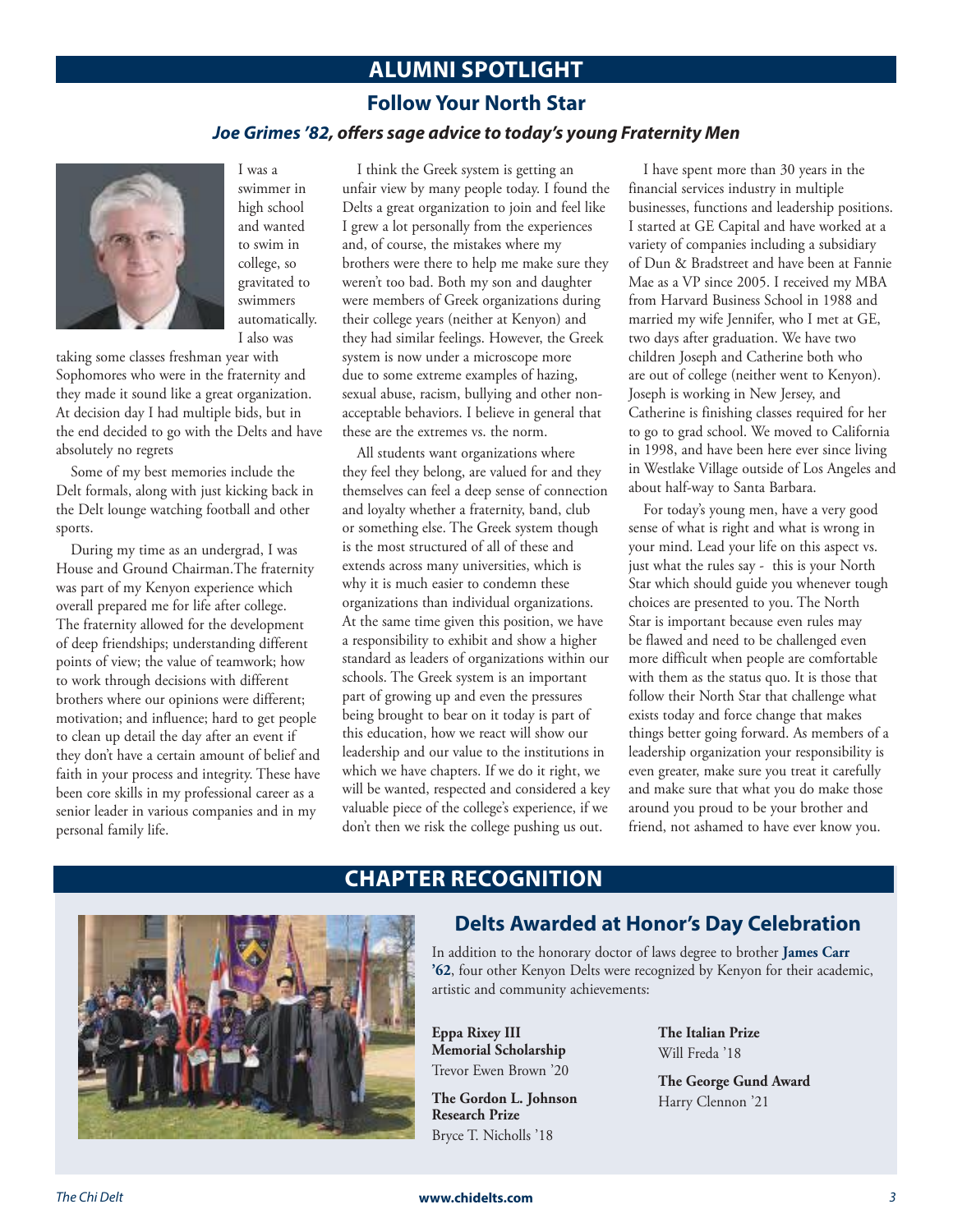## ALUMNI SPOTLIGHT

### Follow Your North Star

***Joe Grimes '82, offers sage advice to today's young Fraternity Men***

I was a swimmer in high school and wanted to swim in college, so gravitated to swimmers automatically. I also was taking some classes freshman year with Sophomores who were in the fraternity and they made it sound like a great organization. At decision day I had multiple bids, but in the end decided to go with the Delts and have absolutely no regrets

Some of my best memories include the Delt formals, along with just kicking back in the Delt lounge watching football and other sports.

During my time as an undergrad, I was House and Ground Chairman.The fraternity was part of my Kenyon experience which overall prepared me for life after college. The fraternity allowed for the development of deep friendships; understanding different points of view; the value of teamwork; how to work through decisions with different brothers where our opinions were different; motivation; and influence; hard to get people to clean up detail the day after an event if they don't have a certain amount of belief and faith in your process and integrity. These have been core skills in my professional career as a senior leader in various companies and in my personal family life.

I think the Greek system is getting an unfair view by many people today. I found the Delts a great organization to join and feel like I grew a lot personally from the experiences and, of course, the mistakes where my brothers were there to help me make sure they weren't too bad. Both my son and daughter were members of Greek organizations during their college years (neither at Kenyon) and they had similar feelings. However, the Greek system is now under a microscope more due to some extreme examples of hazing, sexual abuse, racism, bullying and other non-acceptable behaviors. I believe in general that these are the extremes vs. the norm.

All students want organizations where they feel they belong, are valued for and they themselves can feel a deep sense of connection and loyalty whether a fraternity, band, club or something else. The Greek system though is the most structured of all of these and extends across many universities, which is why it is much easier to condemn these organizations than individual organizations. At the same time given this position, we have a responsibility to exhibit and show a higher standard as leaders of organizations within our schools. The Greek system is an important part of growing up and even the pressures being brought to bear on it today is part of this education, how we react will show our leadership and our value to the institutions in which we have chapters. If we do it right, we will be wanted, respected and considered a key valuable piece of the college's experience, if we don't then we risk the college pushing us out.

I have spent more than 30 years in the financial services industry in multiple businesses, functions and leadership positions. I started at GE Capital and have worked at a variety of companies including a subsidiary of Dun & Bradstreet and have been at Fannie Mae as a VP since 2005. I received my MBA from Harvard Business School in 1988 and married my wife Jennifer, who I met at GE, two days after graduation. We have two children Joseph and Catherine both who are out of college (neither went to Kenyon). Joseph is working in New Jersey, and Catherine is finishing classes required for her to go to grad school. We moved to California in 1998, and have been here ever since living in Westlake Village outside of Los Angeles and about half-way to Santa Barbara.

For today's young men, have a very good sense of what is right and what is wrong in your mind. Lead your life on this aspect vs. just what the rules say - this is your North Star which should guide you whenever tough choices are presented to you. The North Star is important because even rules may be flawed and need to be challenged even more difficult when people are comfortable with them as the status quo. It is those that follow their North Star that challenge what exists today and force change that makes things better going forward. As members of a leadership organization your responsibility is even greater, make sure you treat it carefully and make sure that what you do make those around you proud to be your brother and friend, not ashamed to have ever know you.

## CHAPTER RECOGNITION

### Delts Awarded at Honor's Day Celebration

In addition to the honorary doctor of laws degree to brother **James Carr '62**, four other Kenyon Delts were recognized by Kenyon for their academic, artistic and community achievements:

**Eppa Rixey III Memorial Scholarship**
Trevor Ewen Brown '20

**The Gordon L. Johnson Research Prize**
Bryce T. Nicholls '18

**The Italian Prize**
Will Freda '18

**The George Gund Award**
Harry Clennon '21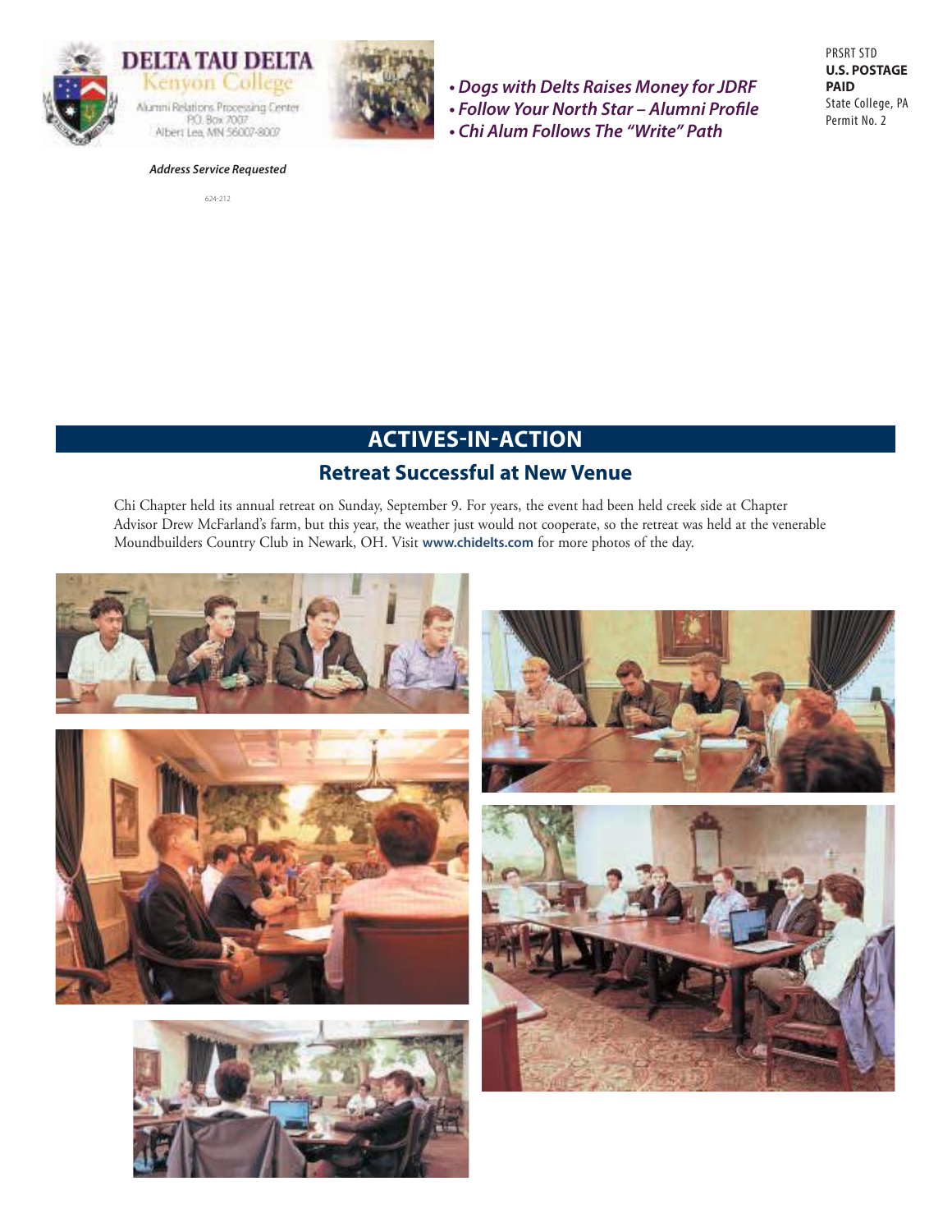**DELTA TAU DELTA**
Kenyon College
Alumni Relations Processing Center
P.O. Box 7007
Albert Lea, MN 56007-8007

- ***Dogs with Delts Raises Money for JDRF***
- ***Follow Your North Star – Alumni Profile***
- ***Chi Alum Follows The "Write" Path***

PRSRT STD
**U.S. POSTAGE**
**PAID**
State College, PA
Permit No. 2

***Address Service Requested***

624-212

# ACTIVES-IN-ACTION

## Retreat Successful at New Venue

Chi Chapter held its annual retreat on Sunday, September 9. For years, the event had been held creek side at Chapter Advisor Drew McFarland's farm, but this year, the weather just would not cooperate, so the retreat was held at the venerable Moundbuilders Country Club in Newark, OH. Visit **www.chidelts.com** for more photos of the day.